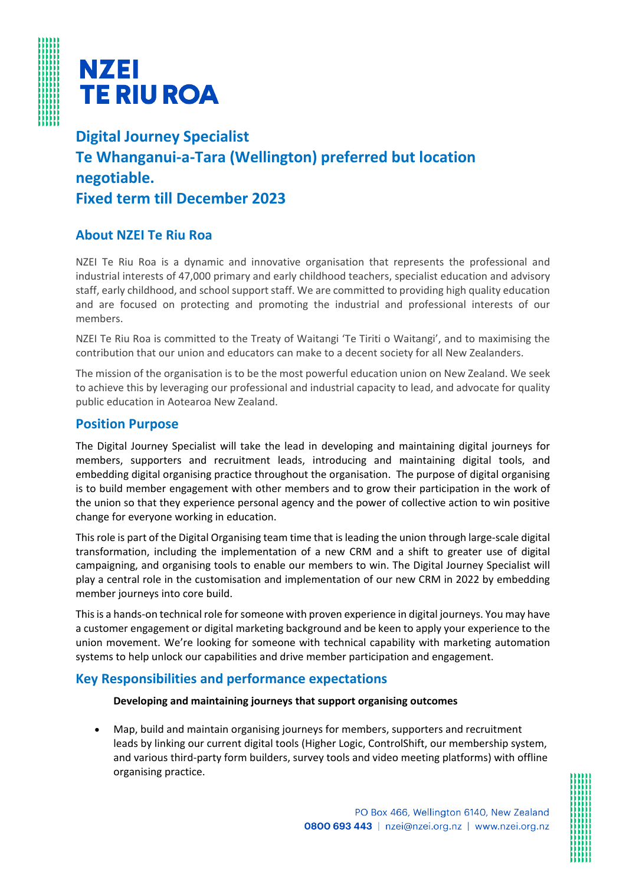NZEI
TE RIU ROA

# Digital Journey Specialist
# Te Whanganui-a-Tara (Wellington) preferred but location negotiable.
# Fixed term till December 2023

## About NZEI Te Riu Roa

NZEI Te Riu Roa is a dynamic and innovative organisation that represents the professional and industrial interests of 47,000 primary and early childhood teachers, specialist education and advisory staff, early childhood, and school support staff. We are committed to providing high quality education and are focused on protecting and promoting the industrial and professional interests of our members.

NZEI Te Riu Roa is committed to the Treaty of Waitangi 'Te Tiriti o Waitangi', and to maximising the contribution that our union and educators can make to a decent society for all New Zealanders.

The mission of the organisation is to be the most powerful education union on New Zealand. We seek to achieve this by leveraging our professional and industrial capacity to lead, and advocate for quality public education in Aotearoa New Zealand.

## Position Purpose

The Digital Journey Specialist will take the lead in developing and maintaining digital journeys for members, supporters and recruitment leads, introducing and maintaining digital tools, and embedding digital organising practice throughout the organisation. The purpose of digital organising is to build member engagement with other members and to grow their participation in the work of the union so that they experience personal agency and the power of collective action to win positive change for everyone working in education.

This role is part of the Digital Organising team time that is leading the union through large-scale digital transformation, including the implementation of a new CRM and a shift to greater use of digital campaigning, and organising tools to enable our members to win. The Digital Journey Specialist will play a central role in the customisation and implementation of our new CRM in 2022 by embedding member journeys into core build.

This is a hands-on technical role for someone with proven experience in digital journeys. You may have a customer engagement or digital marketing background and be keen to apply your experience to the union movement. We're looking for someone with technical capability with marketing automation systems to help unlock our capabilities and drive member participation and engagement.

## Key Responsibilities and performance expectations

**Developing and maintaining journeys that support organising outcomes**

- Map, build and maintain organising journeys for members, supporters and recruitment leads by linking our current digital tools (Higher Logic, ControlShift, our membership system, and various third-party form builders, survey tools and video meeting platforms) with offline organising practice.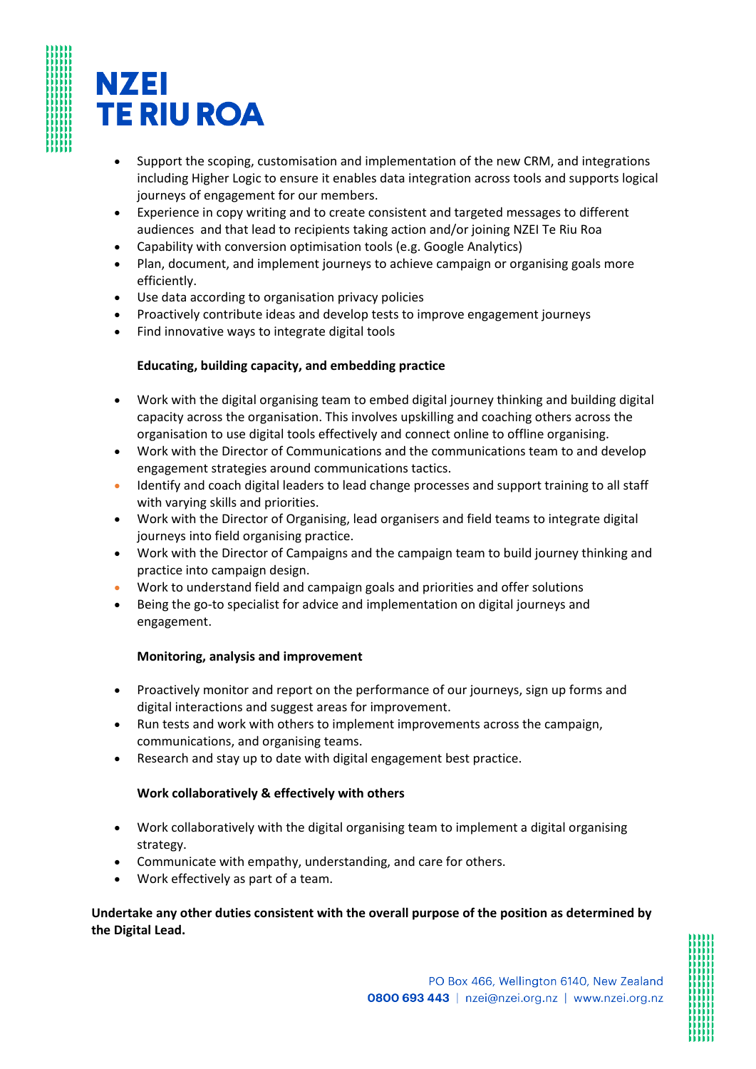- Support the scoping, customisation and implementation of the new CRM, and integrations including Higher Logic to ensure it enables data integration across tools and supports logical journeys of engagement for our members.
- Experience in copy writing and to create consistent and targeted messages to different audiences  and that lead to recipients taking action and/or joining NZEI Te Riu Roa
- Capability with conversion optimisation tools (e.g. Google Analytics)
- Plan, document, and implement journeys to achieve campaign or organising goals more efficiently.
- Use data according to organisation privacy policies
- Proactively contribute ideas and develop tests to improve engagement journeys
- Find innovative ways to integrate digital tools

**Educating, building capacity, and embedding practice**

- Work with the digital organising team to embed digital journey thinking and building digital capacity across the organisation. This involves upskilling and coaching others across the organisation to use digital tools effectively and connect online to offline organising.
- Work with the Director of Communications and the communications team to and develop engagement strategies around communications tactics.
- Identify and coach digital leaders to lead change processes and support training to all staff with varying skills and priorities.
- Work with the Director of Organising, lead organisers and field teams to integrate digital journeys into field organising practice.
- Work with the Director of Campaigns and the campaign team to build journey thinking and practice into campaign design.
- Work to understand field and campaign goals and priorities and offer solutions
- Being the go-to specialist for advice and implementation on digital journeys and engagement.

**Monitoring, analysis and improvement**

- Proactively monitor and report on the performance of our journeys, sign up forms and digital interactions and suggest areas for improvement.
- Run tests and work with others to implement improvements across the campaign, communications, and organising teams.
- Research and stay up to date with digital engagement best practice.

**Work collaboratively & effectively with others**

- Work collaboratively with the digital organising team to implement a digital organising strategy.
- Communicate with empathy, understanding, and care for others.
- Work effectively as part of a team.

**Undertake any other duties consistent with the overall purpose of the position as determined by the Digital Lead.**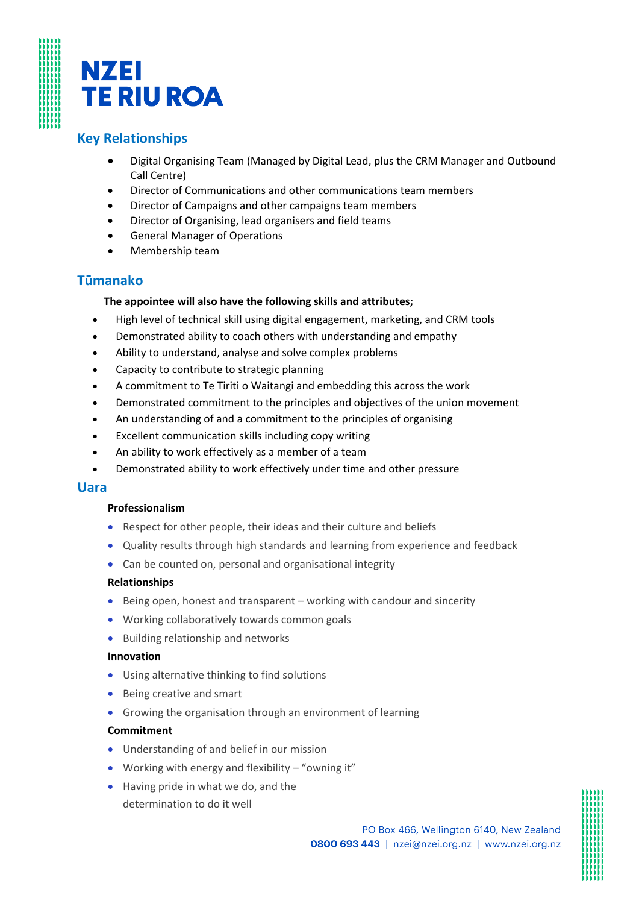## Key Relationships

- Digital Organising Team (Managed by Digital Lead, plus the CRM Manager and Outbound Call Centre)
- Director of Communications and other communications team members
- Director of Campaigns and other campaigns team members
- Director of Organising, lead organisers and field teams
- General Manager of Operations
- Membership team

## Tūmanako

**The appointee will also have the following skills and attributes;**

- High level of technical skill using digital engagement, marketing, and CRM tools
- Demonstrated ability to coach others with understanding and empathy
- Ability to understand, analyse and solve complex problems
- Capacity to contribute to strategic planning
- A commitment to Te Tiriti o Waitangi and embedding this across the work
- Demonstrated commitment to the principles and objectives of the union movement
- An understanding of and a commitment to the principles of organising
- Excellent communication skills including copy writing
- An ability to work effectively as a member of a team
- Demonstrated ability to work effectively under time and other pressure

## Uara

**Professionalism**

- Respect for other people, their ideas and their culture and beliefs
- Quality results through high standards and learning from experience and feedback
- Can be counted on, personal and organisational integrity

**Relationships**

- Being open, honest and transparent – working with candour and sincerity
- Working collaboratively towards common goals
- Building relationship and networks

**Innovation**

- Using alternative thinking to find solutions
- Being creative and smart
- Growing the organisation through an environment of learning

**Commitment**

- Understanding of and belief in our mission
- Working with energy and flexibility – "owning it"
- Having pride in what we do, and the determination to do it well